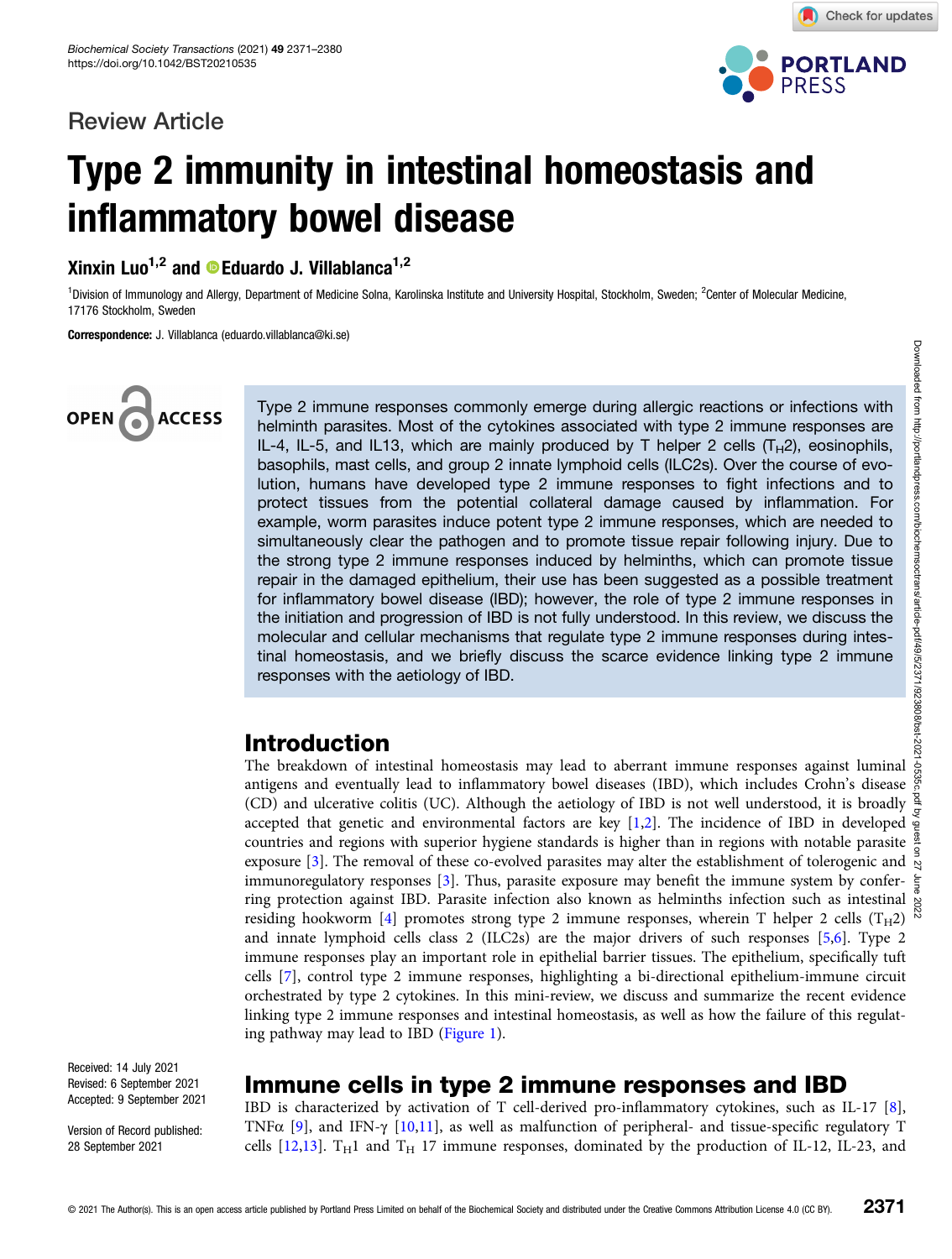Review Article

# Type 2 immunity in intestinal homeostasis and inflammatory bowel disease

**Xinxin Luo[1,2] and Eduardo J. Villablanca[1,2]**

[1]Division of Immunology and Allergy, Department of Medicine Solna, Karolinska Institute and University Hospital, Stockholm, Sweden; [2]Center of Molecular Medicine, 17176 Stockholm, Sweden

**Correspondence:** J. Villablanca (eduardo.villablanca@ki.se)

Type 2 immune responses commonly emerge during allergic reactions or infections with helminth parasites. Most of the cytokines associated with type 2 immune responses are IL-4, IL-5, and IL13, which are mainly produced by T helper 2 cells ($T_H2$), eosinophils, basophils, mast cells, and group 2 innate lymphoid cells (ILC2s). Over the course of evolution, humans have developed type 2 immune responses to fight infections and to protect tissues from the potential collateral damage caused by inflammation. For example, worm parasites induce potent type 2 immune responses, which are needed to simultaneously clear the pathogen and to promote tissue repair following injury. Due to the strong type 2 immune responses induced by helminths, which can promote tissue repair in the damaged epithelium, their use has been suggested as a possible treatment for inflammatory bowel disease (IBD); however, the role of type 2 immune responses in the initiation and progression of IBD is not fully understood. In this review, we discuss the molecular and cellular mechanisms that regulate type 2 immune responses during intestinal homeostasis, and we briefly discuss the scarce evidence linking type 2 immune responses with the aetiology of IBD.

## Introduction

The breakdown of intestinal homeostasis may lead to aberrant immune responses against luminal antigens and eventually lead to inflammatory bowel diseases (IBD), which includes Crohn's disease (CD) and ulcerative colitis (UC). Although the aetiology of IBD is not well understood, it is broadly accepted that genetic and environmental factors are key [1,2]. The incidence of IBD in developed countries and regions with superior hygiene standards is higher than in regions with notable parasite exposure [3]. The removal of these co-evolved parasites may alter the establishment of tolerogenic and immunoregulatory responses [3]. Thus, parasite exposure may benefit the immune system by conferring protection against IBD. Parasite infection also known as helminths infection such as intestinal residing hookworm [4] promotes strong type 2 immune responses, wherein T helper 2 cells ($T_H2$) and innate lymphoid cells class 2 (ILC2s) are the major drivers of such responses [5,6]. Type 2 immune responses play an important role in epithelial barrier tissues. The epithelium, specifically tuft cells [7], control type 2 immune responses, highlighting a bi-directional epithelium-immune circuit orchestrated by type 2 cytokines. In this mini-review, we discuss and summarize the recent evidence linking type 2 immune responses and intestinal homeostasis, as well as how the failure of this regulating pathway may lead to IBD (Figure 1).

Received: 14 July 2021
Revised: 6 September 2021
Accepted: 9 September 2021

Version of Record published: 28 September 2021

## Immune cells in type 2 immune responses and IBD

IBD is characterized by activation of T cell-derived pro-inflammatory cytokines, such as IL-17 [8], TNFα [9], and IFN-γ [10,11], as well as malfunction of peripheral- and tissue-specific regulatory T cells [12,13]. $T_H1$ and $T_H$ 17 immune responses, dominated by the production of IL-12, IL-23, and

© 2021 The Author(s). This is an open access article published by Portland Press Limited on behalf of the Biochemical Society and distributed under the Creative Commons Attribution License 4.0 (CC BY).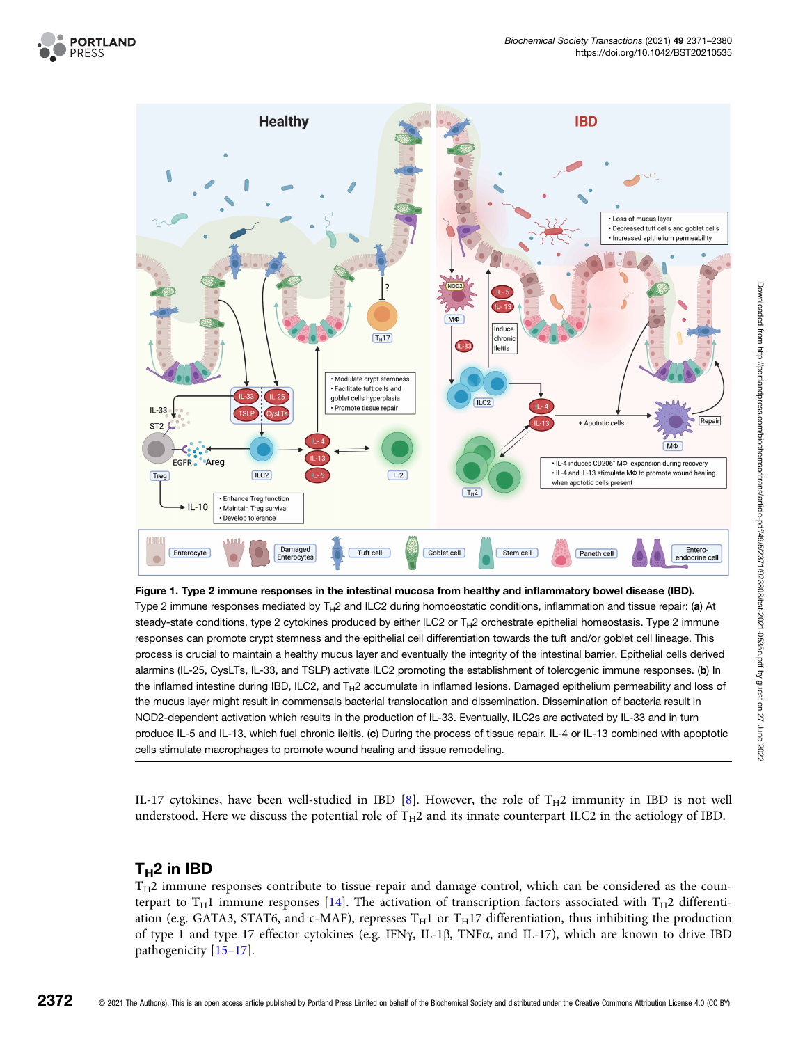**Figure 1. Type 2 immune responses in the intestinal mucosa from healthy and inflammatory bowel disease (IBD).**
Type 2 immune responses mediated by $T_H2$ and ILC2 during homoeostatic conditions, inflammation and tissue repair: (**a**) At steady-state conditions, type 2 cytokines produced by either ILC2 or $T_H2$ orchestrate epithelial homeostasis. Type 2 immune responses can promote crypt stemness and the epithelial cell differentiation towards the tuft and/or goblet cell lineage. This process is crucial to maintain a healthy mucus layer and eventually the integrity of the intestinal barrier. Epithelial cells derived alarmins (IL-25, CysLTs, IL-33, and TSLP) activate ILC2 promoting the establishment of tolerogenic immune responses. (**b**) In the inflamed intestine during IBD, ILC2, and $T_H2$ accumulate in inflamed lesions. Damaged epithelium permeability and loss of the mucus layer might result in commensals bacterial translocation and dissemination. Dissemination of bacteria result in NOD2-dependent activation which results in the production of IL-33. Eventually, ILC2s are activated by IL-33 and in turn produce IL-5 and IL-13, which fuel chronic ileitis. (**c**) During the process of tissue repair, IL-4 or IL-13 combined with apoptotic cells stimulate macrophages to promote wound healing and tissue remodeling.

IL-17 cytokines, have been well-studied in IBD [8]. However, the role of $T_H2$ immunity in IBD is not well understood. Here we discuss the potential role of $T_H2$ and its innate counterpart ILC2 in the aetiology of IBD.

## $T_H2$ in IBD

$T_H2$ immune responses contribute to tissue repair and damage control, which can be considered as the counterpart to $T_H1$ immune responses [14]. The activation of transcription factors associated with $T_H2$ differentiation (e.g. GATA3, STAT6, and c-MAF), represses $T_H1$ or $T_H17$ differentiation, thus inhibiting the production of type 1 and type 17 effector cytokines (e.g. IFNγ, IL-1β, TNFα, and IL-17), which are known to drive IBD pathogenicity [15–17].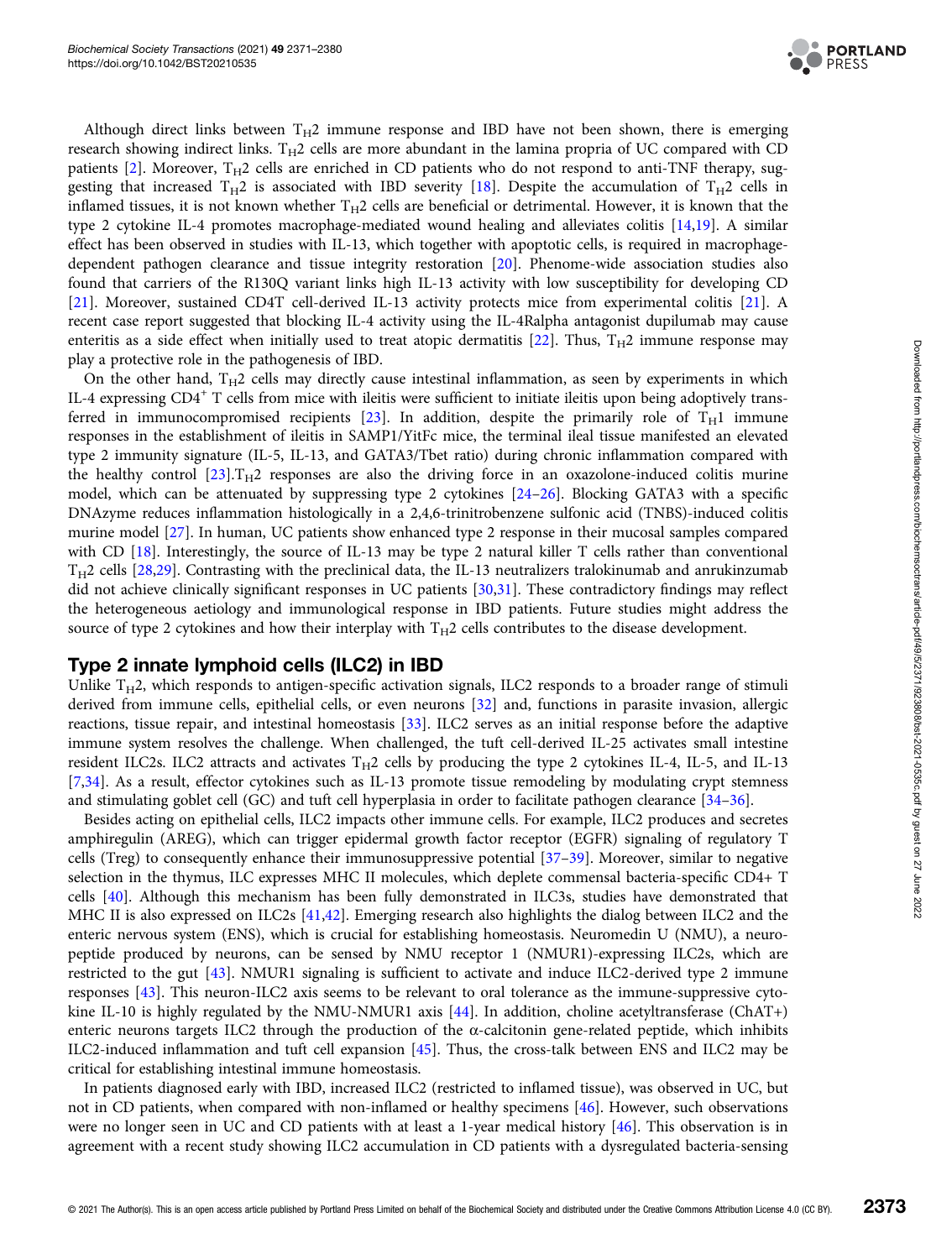Although direct links between $T_H2$ immune response and IBD have not been shown, there is emerging research showing indirect links. $T_H2$ cells are more abundant in the lamina propria of UC compared with CD patients [2]. Moreover, $T_H2$ cells are enriched in CD patients who do not respond to anti-TNF therapy, suggesting that increased $T_H2$ is associated with IBD severity [18]. Despite the accumulation of $T_H2$ cells in inflamed tissues, it is not known whether $T_H2$ cells are beneficial or detrimental. However, it is known that the type 2 cytokine IL-4 promotes macrophage-mediated wound healing and alleviates colitis [14,19]. A similar effect has been observed in studies with IL-13, which together with apoptotic cells, is required in macrophage-dependent pathogen clearance and tissue integrity restoration [20]. Phenome-wide association studies also found that carriers of the R130Q variant links high IL-13 activity with low susceptibility for developing CD [21]. Moreover, sustained CD4T cell-derived IL-13 activity protects mice from experimental colitis [21]. A recent case report suggested that blocking IL-4 activity using the IL-4Ralpha antagonist dupilumab may cause enteritis as a side effect when initially used to treat atopic dermatitis [22]. Thus, $T_H2$ immune response may play a protective role in the pathogenesis of IBD.

On the other hand, $T_H2$ cells may directly cause intestinal inflammation, as seen by experiments in which IL-4 expressing $CD4^+$ T cells from mice with ileitis were sufficient to initiate ileitis upon being adoptively transferred in immunocompromised recipients [23]. In addition, despite the primarily role of $T_H1$ immune responses in the establishment of ileitis in SAMP1/YitFc mice, the terminal ileal tissue manifested an elevated type 2 immunity signature (IL-5, IL-13, and GATA3/Tbet ratio) during chronic inflammation compared with the healthy control [23].$T_H2$ responses are also the driving force in an oxazolone-induced colitis murine model, which can be attenuated by suppressing type 2 cytokines [24–26]. Blocking GATA3 with a specific DNAzyme reduces inflammation histologically in a 2,4,6-trinitrobenzene sulfonic acid (TNBS)-induced colitis murine model [27]. In human, UC patients show enhanced type 2 response in their mucosal samples compared with CD [18]. Interestingly, the source of IL-13 may be type 2 natural killer T cells rather than conventional $T_H2$ cells [28,29]. Contrasting with the preclinical data, the IL-13 neutralizers tralokinumab and anrukinzumab did not achieve clinically significant responses in UC patients [30,31]. These contradictory findings may reflect the heterogeneous aetiology and immunological response in IBD patients. Future studies might address the source of type 2 cytokines and how their interplay with $T_H2$ cells contributes to the disease development.

## Type 2 innate lymphoid cells (ILC2) in IBD

Unlike $T_H2$, which responds to antigen-specific activation signals, ILC2 responds to a broader range of stimuli derived from immune cells, epithelial cells, or even neurons [32] and, functions in parasite invasion, allergic reactions, tissue repair, and intestinal homeostasis [33]. ILC2 serves as an initial response before the adaptive immune system resolves the challenge. When challenged, the tuft cell-derived IL-25 activates small intestine resident ILC2s. ILC2 attracts and activates $T_H2$ cells by producing the type 2 cytokines IL-4, IL-5, and IL-13 [7,34]. As a result, effector cytokines such as IL-13 promote tissue remodeling by modulating crypt stemness and stimulating goblet cell (GC) and tuft cell hyperplasia in order to facilitate pathogen clearance [34–36].

Besides acting on epithelial cells, ILC2 impacts other immune cells. For example, ILC2 produces and secretes amphiregulin (AREG), which can trigger epidermal growth factor receptor (EGFR) signaling of regulatory T cells (Treg) to consequently enhance their immunosuppressive potential [37–39]. Moreover, similar to negative selection in the thymus, ILC expresses MHC II molecules, which deplete commensal bacteria-specific CD4+ T cells [40]. Although this mechanism has been fully demonstrated in ILC3s, studies have demonstrated that MHC II is also expressed on ILC2s [41,42]. Emerging research also highlights the dialog between ILC2 and the enteric nervous system (ENS), which is crucial for establishing homeostasis. Neuromedin U (NMU), a neuropeptide produced by neurons, can be sensed by NMU receptor 1 (NMUR1)-expressing ILC2s, which are restricted to the gut [43]. NMUR1 signaling is sufficient to activate and induce ILC2-derived type 2 immune responses [43]. This neuron-ILC2 axis seems to be relevant to oral tolerance as the immune-suppressive cytokine IL-10 is highly regulated by the NMU-NMUR1 axis [44]. In addition, choline acetyltransferase (ChAT+) enteric neurons targets ILC2 through the production of the α-calcitonin gene-related peptide, which inhibits ILC2-induced inflammation and tuft cell expansion [45]. Thus, the cross-talk between ENS and ILC2 may be critical for establishing intestinal immune homeostasis.

In patients diagnosed early with IBD, increased ILC2 (restricted to inflamed tissue), was observed in UC, but not in CD patients, when compared with non-inflamed or healthy specimens [46]. However, such observations were no longer seen in UC and CD patients with at least a 1-year medical history [46]. This observation is in agreement with a recent study showing ILC2 accumulation in CD patients with a dysregulated bacteria-sensing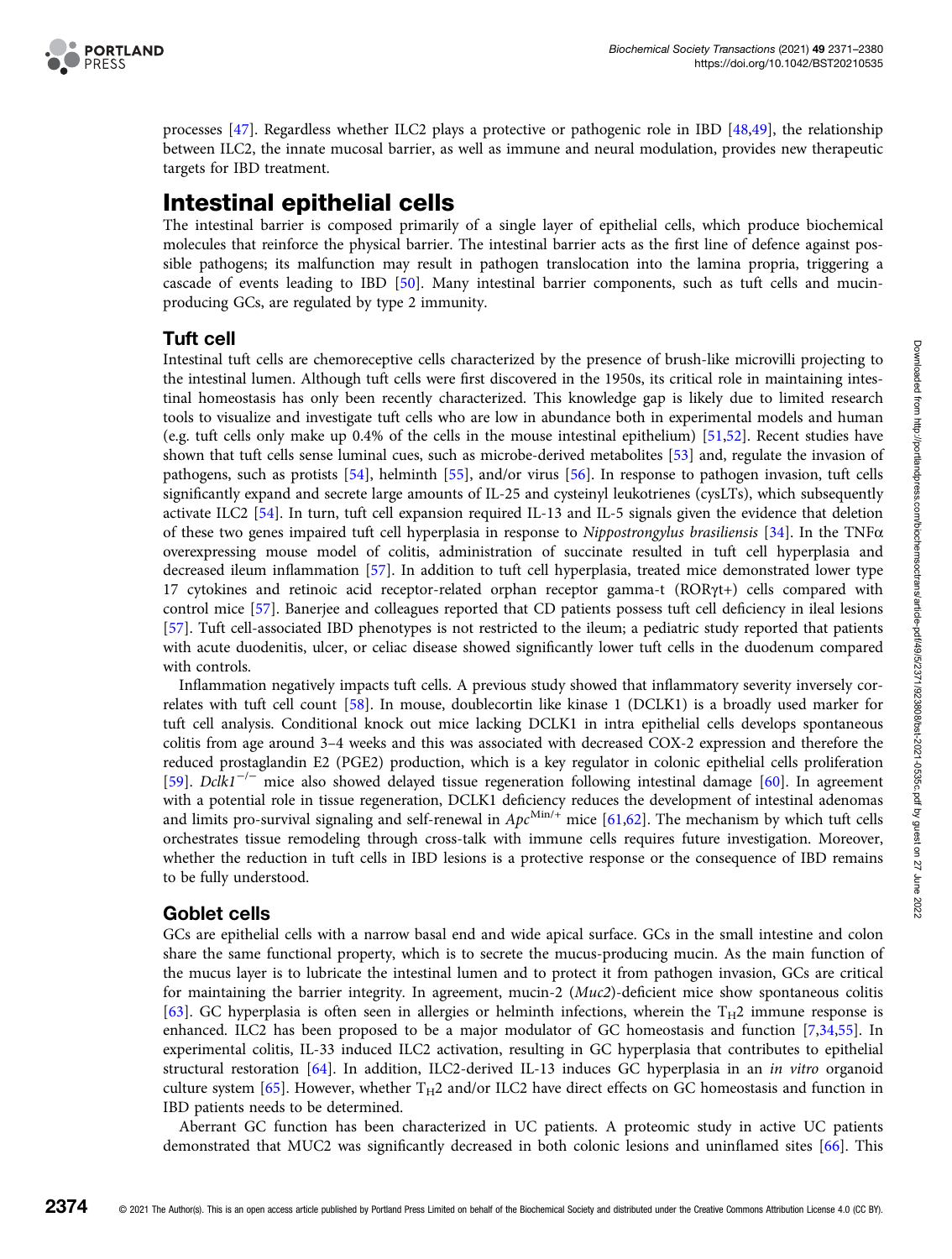processes [47]. Regardless whether ILC2 plays a protective or pathogenic role in IBD [48,49], the relationship between ILC2, the innate mucosal barrier, as well as immune and neural modulation, provides new therapeutic targets for IBD treatment.

## Intestinal epithelial cells

The intestinal barrier is composed primarily of a single layer of epithelial cells, which produce biochemical molecules that reinforce the physical barrier. The intestinal barrier acts as the first line of defence against possible pathogens; its malfunction may result in pathogen translocation into the lamina propria, triggering a cascade of events leading to IBD [50]. Many intestinal barrier components, such as tuft cells and mucin-producing GCs, are regulated by type 2 immunity.

### Tuft cell

Intestinal tuft cells are chemoreceptive cells characterized by the presence of brush-like microvilli projecting to the intestinal lumen. Although tuft cells were first discovered in the 1950s, its critical role in maintaining intestinal homeostasis has only been recently characterized. This knowledge gap is likely due to limited research tools to visualize and investigate tuft cells who are low in abundance both in experimental models and human (e.g. tuft cells only make up 0.4% of the cells in the mouse intestinal epithelium) [51,52]. Recent studies have shown that tuft cells sense luminal cues, such as microbe-derived metabolites [53] and, regulate the invasion of pathogens, such as protists [54], helminth [55], and/or virus [56]. In response to pathogen invasion, tuft cells significantly expand and secrete large amounts of IL-25 and cysteinyl leukotrienes (cysLTs), which subsequently activate ILC2 [54]. In turn, tuft cell expansion required IL-13 and IL-5 signals given the evidence that deletion of these two genes impaired tuft cell hyperplasia in response to *Nippostrongylus brasiliensis* [34]. In the TNFα overexpressing mouse model of colitis, administration of succinate resulted in tuft cell hyperplasia and decreased ileum inflammation [57]. In addition to tuft cell hyperplasia, treated mice demonstrated lower type 17 cytokines and retinoic acid receptor-related orphan receptor gamma-t (RORγt+) cells compared with control mice [57]. Banerjee and colleagues reported that CD patients possess tuft cell deficiency in ileal lesions [57]. Tuft cell-associated IBD phenotypes is not restricted to the ileum; a pediatric study reported that patients with acute duodenitis, ulcer, or celiac disease showed significantly lower tuft cells in the duodenum compared with controls.

Inflammation negatively impacts tuft cells. A previous study showed that inflammatory severity inversely correlates with tuft cell count [58]. In mouse, doublecortin like kinase 1 (DCLK1) is a broadly used marker for tuft cell analysis. Conditional knock out mice lacking DCLK1 in intra epithelial cells develops spontaneous colitis from age around 3–4 weeks and this was associated with decreased COX-2 expression and therefore the reduced prostaglandin E2 (PGE2) production, which is a key regulator in colonic epithelial cells proliferation [59]. *Dclk1*$^{-/-}$ mice also showed delayed tissue regeneration following intestinal damage [60]. In agreement with a potential role in tissue regeneration, DCLK1 deficiency reduces the development of intestinal adenomas and limits pro-survival signaling and self-renewal in *Apc*$^{\mathrm{Min}/+}$ mice [61,62]. The mechanism by which tuft cells orchestrates tissue remodeling through cross-talk with immune cells requires future investigation. Moreover, whether the reduction in tuft cells in IBD lesions is a protective response or the consequence of IBD remains to be fully understood.

### Goblet cells

GCs are epithelial cells with a narrow basal end and wide apical surface. GCs in the small intestine and colon share the same functional property, which is to secrete the mucus-producing mucin. As the main function of the mucus layer is to lubricate the intestinal lumen and to protect it from pathogen invasion, GCs are critical for maintaining the barrier integrity. In agreement, mucin-2 (*Muc2*)-deficient mice show spontaneous colitis [63]. GC hyperplasia is often seen in allergies or helminth infections, wherein the $\mathrm{T_H2}$ immune response is enhanced. ILC2 has been proposed to be a major modulator of GC homeostasis and function [7,34,55]. In experimental colitis, IL-33 induced ILC2 activation, resulting in GC hyperplasia that contributes to epithelial structural restoration [64]. In addition, ILC2-derived IL-13 induces GC hyperplasia in an *in vitro* organoid culture system [65]. However, whether $\mathrm{T_H2}$ and/or ILC2 have direct effects on GC homeostasis and function in IBD patients needs to be determined.

Aberrant GC function has been characterized in UC patients. A proteomic study in active UC patients demonstrated that MUC2 was significantly decreased in both colonic lesions and uninflamed sites [66]. This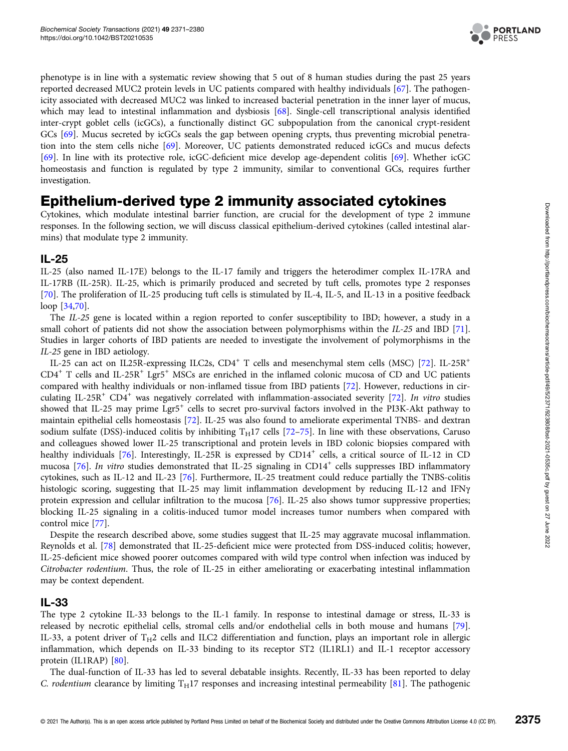phenotype is in line with a systematic review showing that 5 out of 8 human studies during the past 25 years reported decreased MUC2 protein levels in UC patients compared with healthy individuals [67]. The pathogenicity associated with decreased MUC2 was linked to increased bacterial penetration in the inner layer of mucus, which may lead to intestinal inflammation and dysbiosis [68]. Single-cell transcriptional analysis identified inter-crypt goblet cells (icGCs), a functionally distinct GC subpopulation from the canonical crypt-resident GCs [69]. Mucus secreted by icGCs seals the gap between opening crypts, thus preventing microbial penetration into the stem cells niche [69]. Moreover, UC patients demonstrated reduced icGCs and mucus defects [69]. In line with its protective role, icGC-deficient mice develop age-dependent colitis [69]. Whether icGC homeostasis and function is regulated by type 2 immunity, similar to conventional GCs, requires further investigation.

## Epithelium-derived type 2 immunity associated cytokines

Cytokines, which modulate intestinal barrier function, are crucial for the development of type 2 immune responses. In the following section, we will discuss classical epithelium-derived cytokines (called intestinal alarmins) that modulate type 2 immunity.

### IL-25

IL-25 (also named IL-17E) belongs to the IL-17 family and triggers the heterodimer complex IL-17RA and IL-17RB (IL-25R). IL-25, which is primarily produced and secreted by tuft cells, promotes type 2 responses [70]. The proliferation of IL-25 producing tuft cells is stimulated by IL-4, IL-5, and IL-13 in a positive feedback loop [34,70].

The *IL-25* gene is located within a region reported to confer susceptibility to IBD; however, a study in a small cohort of patients did not show the association between polymorphisms within the *IL-25* and IBD [71]. Studies in larger cohorts of IBD patients are needed to investigate the involvement of polymorphisms in the *IL-25* gene in IBD aetiology.

IL-25 can act on IL25R-expressing ILC2s, $CD4^+$ T cells and mesenchymal stem cells (MSC) [72]. IL-$25R^+$ $CD4^+$ T cells and IL-$25R^+$ $Lgr5^+$ MSCs are enriched in the inflamed colonic mucosa of CD and UC patients compared with healthy individuals or non-inflamed tissue from IBD patients [72]. However, reductions in circulating IL-$25R^+$ $CD4^+$ was negatively correlated with inflammation-associated severity [72]. *In vitro* studies showed that IL-25 may prime $Lgr5^+$ cells to secret pro-survival factors involved in the PI3K-Akt pathway to maintain epithelial cells homeostasis [72]. IL-25 was also found to ameliorate experimental TNBS- and dextran sodium sulfate (DSS)-induced colitis by inhibiting $T_H17$ cells [72–75]. In line with these observations, Caruso and colleagues showed lower IL-25 transcriptional and protein levels in IBD colonic biopsies compared with healthy individuals [76]. Interestingly, IL-25R is expressed by $CD14^+$ cells, a critical source of IL-12 in CD mucosa [76]. *In vitro* studies demonstrated that IL-25 signaling in $CD14^+$ cells suppresses IBD inflammatory cytokines, such as IL-12 and IL-23 [76]. Furthermore, IL-25 treatment could reduce partially the TNBS-colitis histologic scoring, suggesting that IL-25 may limit inflammation development by reducing IL-12 and IFNγ protein expression and cellular infiltration to the mucosa [76]. IL-25 also shows tumor suppressive properties; blocking IL-25 signaling in a colitis-induced tumor model increases tumor numbers when compared with control mice [77].

Despite the research described above, some studies suggest that IL-25 may aggravate mucosal inflammation. Reynolds et al. [78] demonstrated that IL-25-deficient mice were protected from DSS-induced colitis; however, IL-25-deficient mice showed poorer outcomes compared with wild type control when infection was induced by *Citrobacter rodentium*. Thus, the role of IL-25 in either ameliorating or exacerbating intestinal inflammation may be context dependent.

### IL-33

The type 2 cytokine IL-33 belongs to the IL-1 family. In response to intestinal damage or stress, IL-33 is released by necrotic epithelial cells, stromal cells and/or endothelial cells in both mouse and humans [79]. IL-33, a potent driver of $T_H2$ cells and ILC2 differentiation and function, plays an important role in allergic inflammation, which depends on IL-33 binding to its receptor ST2 (IL1RL1) and IL-1 receptor accessory protein (IL1RAP) [80].

The dual-function of IL-33 has led to several debatable insights. Recently, IL-33 has been reported to delay *C. rodentium* clearance by limiting $T_H17$ responses and increasing intestinal permeability [81]. The pathogenic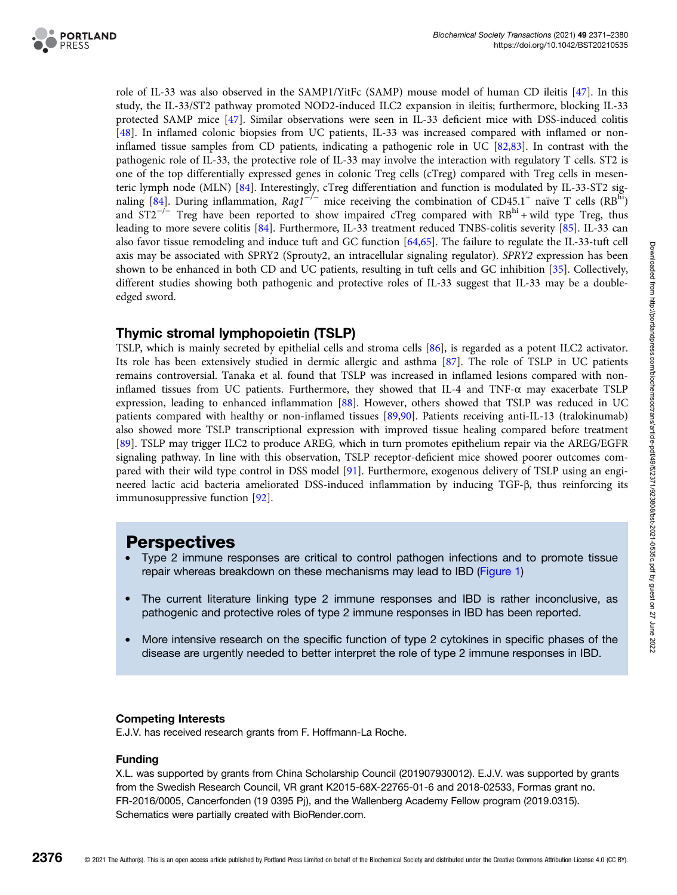role of IL-33 was also observed in the SAMP1/YitFc (SAMP) mouse model of human CD ileitis [47]. In this study, the IL-33/ST2 pathway promoted NOD2-induced ILC2 expansion in ileitis; furthermore, blocking IL-33 protected SAMP mice [47]. Similar observations were seen in IL-33 deficient mice with DSS-induced colitis [48]. In inflamed colonic biopsies from UC patients, IL-33 was increased compared with inflamed or non-inflamed tissue samples from CD patients, indicating a pathogenic role in UC [82,83]. In contrast with the pathogenic role of IL-33, the protective role of IL-33 may involve the interaction with regulatory T cells. ST2 is one of the top differentially expressed genes in colonic Treg cells (cTreg) compared with Treg cells in mesenteric lymph node (MLN) [84]. Interestingly, cTreg differentiation and function is modulated by IL-33-ST2 signaling [84]. During inflammation, *Rag1*$^{-/-}$ mice receiving the combination of CD45.1$^{+}$ naïve T cells (RB$^{hi}$) and ST2$^{-/-}$ Treg have been reported to show impaired cTreg compared with RB$^{hi}$ + wild type Treg, thus leading to more severe colitis [84]. Furthermore, IL-33 treatment reduced TNBS-colitis severity [85]. IL-33 can also favor tissue remodeling and induce tuft and GC function [64,65]. The failure to regulate the IL-33-tuft cell axis may be associated with SPRY2 (Sprouty2, an intracellular signaling regulator). *SPRY2* expression has been shown to be enhanced in both CD and UC patients, resulting in tuft cells and GC inhibition [35]. Collectively, different studies showing both pathogenic and protective roles of IL-33 suggest that IL-33 may be a double-edged sword.

## Thymic stromal lymphopoietin (TSLP)

TSLP, which is mainly secreted by epithelial cells and stroma cells [86], is regarded as a potent ILC2 activator. Its role has been extensively studied in dermic allergic and asthma [87]. The role of TSLP in UC patients remains controversial. Tanaka et al. found that TSLP was increased in inflamed lesions compared with non-inflamed tissues from UC patients. Furthermore, they showed that IL-4 and TNF-α may exacerbate TSLP expression, leading to enhanced inflammation [88]. However, others showed that TSLP was reduced in UC patients compared with healthy or non-inflamed tissues [89,90]. Patients receiving anti-IL-13 (tralokinumab) also showed more TSLP transcriptional expression with improved tissue healing compared before treatment [89]. TSLP may trigger ILC2 to produce AREG, which in turn promotes epithelium repair via the AREG/EGFR signaling pathway. In line with this observation, TSLP receptor-deficient mice showed poorer outcomes compared with their wild type control in DSS model [91]. Furthermore, exogenous delivery of TSLP using an engineered lactic acid bacteria ameliorated DSS-induced inflammation by inducing TGF-β, thus reinforcing its immunosuppressive function [92].

## Perspectives

- Type 2 immune responses are critical to control pathogen infections and to promote tissue repair whereas breakdown on these mechanisms may lead to IBD (Figure 1)
- The current literature linking type 2 immune responses and IBD is rather inconclusive, as pathogenic and protective roles of type 2 immune responses in IBD has been reported.
- More intensive research on the specific function of type 2 cytokines in specific phases of the disease are urgently needed to better interpret the role of type 2 immune responses in IBD.

### Competing Interests

E.J.V. has received research grants from F. Hoffmann-La Roche.

### Funding

X.L. was supported by grants from China Scholarship Council (201907930012). E.J.V. was supported by grants from the Swedish Research Council, VR grant K2015-68X-22765-01-6 and 2018-02533, Formas grant no. FR-2016/0005, Cancerfonden (19 0395 Pj), and the Wallenberg Academy Fellow program (2019.0315). Schematics were partially created with BioRender.com.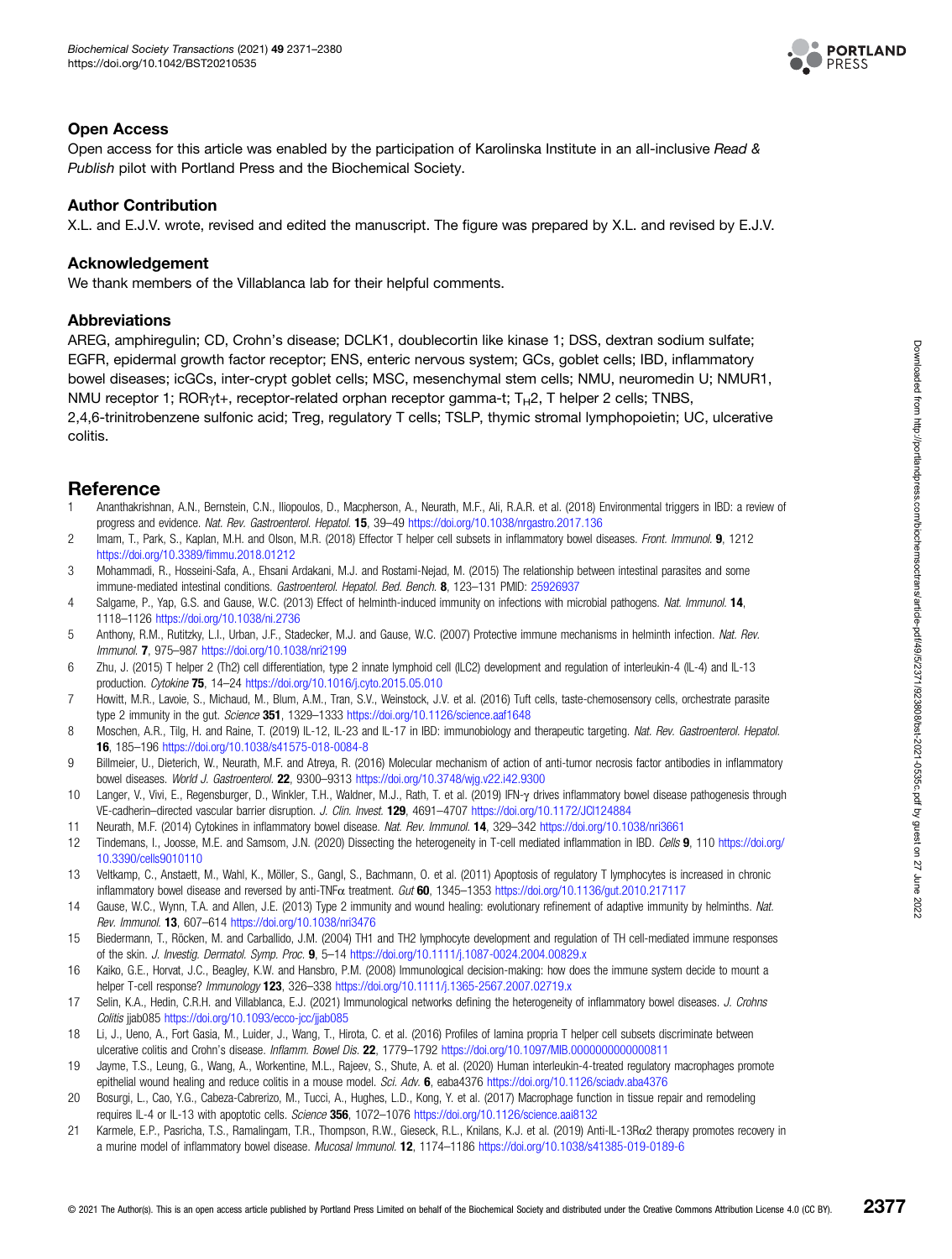## Open Access

Open access for this article was enabled by the participation of Karolinska Institute in an all-inclusive *Read & Publish* pilot with Portland Press and the Biochemical Society.

## Author Contribution

X.L. and E.J.V. wrote, revised and edited the manuscript. The figure was prepared by X.L. and revised by E.J.V.

## Acknowledgement

We thank members of the Villablanca lab for their helpful comments.

## Abbreviations

AREG, amphiregulin; CD, Crohn's disease; DCLK1, doublecortin like kinase 1; DSS, dextran sodium sulfate; EGFR, epidermal growth factor receptor; ENS, enteric nervous system; GCs, goblet cells; IBD, inflammatory bowel diseases; icGCs, inter-crypt goblet cells; MSC, mesenchymal stem cells; NMU, neuromedin U; NMUR1, NMU receptor 1; RORγt+, receptor-related orphan receptor gamma-t; $T_H2$, T helper 2 cells; TNBS, 2,4,6-trinitrobenzene sulfonic acid; Treg, regulatory T cells; TSLP, thymic stromal lymphopoietin; UC, ulcerative colitis.

# Reference

1. Ananthakrishnan, A.N., Bernstein, C.N., Iliopoulos, D., Macpherson, A., Neurath, M.F., Ali, R.A.R. et al. (2018) Environmental triggers in IBD: a review of progress and evidence. *Nat. Rev. Gastroenterol. Hepatol.* **15**, 39–49 https://doi.org/10.1038/nrgastro.2017.136
2. Imam, T., Park, S., Kaplan, M.H. and Olson, M.R. (2018) Effector T helper cell subsets in inflammatory bowel diseases. *Front. Immunol.* **9**, 1212 https://doi.org/10.3389/fimmu.2018.01212
3. Mohammadi, R., Hosseini-Safa, A., Ehsani Ardakani, M.J. and Rostami-Nejad, M. (2015) The relationship between intestinal parasites and some immune-mediated intestinal conditions. *Gastroenterol. Hepatol. Bed. Bench.* **8**, 123–131 PMID: 25926937
4. Salgame, P., Yap, G.S. and Gause, W.C. (2013) Effect of helminth-induced immunity on infections with microbial pathogens. *Nat. Immunol.* **14**, 1118–1126 https://doi.org/10.1038/ni.2736
5. Anthony, R.M., Rutitzky, L.I., Urban, J.F., Stadecker, M.J. and Gause, W.C. (2007) Protective immune mechanisms in helminth infection. *Nat. Rev. Immunol.* **7**, 975–987 https://doi.org/10.1038/nri2199
6. Zhu, J. (2015) T helper 2 (Th2) cell differentiation, type 2 innate lymphoid cell (ILC2) development and regulation of interleukin-4 (IL-4) and IL-13 production. *Cytokine* **75**, 14–24 https://doi.org/10.1016/j.cyto.2015.05.010
7. Howitt, M.R., Lavoie, S., Michaud, M., Blum, A.M., Tran, S.V., Weinstock, J.V. et al. (2016) Tuft cells, taste-chemosensory cells, orchestrate parasite type 2 immunity in the gut. *Science* **351**, 1329–1333 https://doi.org/10.1126/science.aaf1648
8. Moschen, A.R., Tilg, H. and Raine, T. (2019) IL-12, IL-23 and IL-17 in IBD: immunobiology and therapeutic targeting. *Nat. Rev. Gastroenterol. Hepatol.* **16**, 185–196 https://doi.org/10.1038/s41575-018-0084-8
9. Billmeier, U., Dieterich, W., Neurath, M.F. and Atreya, R. (2016) Molecular mechanism of action of anti-tumor necrosis factor antibodies in inflammatory bowel diseases. *World J. Gastroenterol.* **22**, 9300–9313 https://doi.org/10.3748/wjg.v22.i42.9300
10. Langer, V., Vivi, E., Regensburger, D., Winkler, T.H., Waldner, M.J., Rath, T. et al. (2019) IFN-γ drives inflammatory bowel disease pathogenesis through VE-cadherin–directed vascular barrier disruption. *J. Clin. Invest.* **129**, 4691–4707 https://doi.org/10.1172/JCI124884
11. Neurath, M.F. (2014) Cytokines in inflammatory bowel disease. *Nat. Rev. Immunol.* **14**, 329–342 https://doi.org/10.1038/nri3661
12. Tindemans, I., Joosse, M.E. and Samsom, J.N. (2020) Dissecting the heterogeneity in T-cell mediated inflammation in IBD. *Cells* **9**, 110 https://doi.org/10.3390/cells9010110
13. Veltkamp, C., Anstaett, M., Wahl, K., Möller, S., Gangl, S., Bachmann, O. et al. (2011) Apoptosis of regulatory T lymphocytes is increased in chronic inflammatory bowel disease and reversed by anti-TNFα treatment. *Gut* **60**, 1345–1353 https://doi.org/10.1136/gut.2010.217117
14. Gause, W.C., Wynn, T.A. and Allen, J.E. (2013) Type 2 immunity and wound healing: evolutionary refinement of adaptive immunity by helminths. *Nat. Rev. Immunol.* **13**, 607–614 https://doi.org/10.1038/nri3476
15. Biedermann, T., Röcken, M. and Carballido, J.M. (2004) TH1 and TH2 lymphocyte development and regulation of TH cell-mediated immune responses of the skin. *J. Investig. Dermatol. Symp. Proc.* **9**, 5–14 https://doi.org/10.1111/j.1087-0024.2004.00829.x
16. Kaiko, G.E., Horvat, J.C., Beagley, K.W. and Hansbro, P.M. (2008) Immunological decision-making: how does the immune system decide to mount a helper T-cell response? *Immunology* **123**, 326–338 https://doi.org/10.1111/j.1365-2567.2007.02719.x
17. Selin, K.A., Hedin, C.R.H. and Villablanca, E.J. (2021) Immunological networks defining the heterogeneity of inflammatory bowel diseases. *J. Crohns Colitis* jjab085 https://doi.org/10.1093/ecco-jcc/jjab085
18. Li, J., Ueno, A., Fort Gasia, M., Luider, J., Wang, T., Hirota, C. et al. (2016) Profiles of lamina propria T helper cell subsets discriminate between ulcerative colitis and Crohn's disease. *Inflamm. Bowel Dis.* **22**, 1779–1792 https://doi.org/10.1097/MIB.0000000000000811
19. Jayme, T.S., Leung, G., Wang, A., Workentine, M.L., Rajeev, S., Shute, A. et al. (2020) Human interleukin-4-treated regulatory macrophages promote epithelial wound healing and reduce colitis in a mouse model. *Sci. Adv.* **6**, eaba4376 https://doi.org/10.1126/sciadv.aba4376
20. Bosurgi, L., Cao, Y.G., Cabeza-Cabrerizo, M., Tucci, A., Hughes, L.D., Kong, Y. et al. (2017) Macrophage function in tissue repair and remodeling requires IL-4 or IL-13 with apoptotic cells. *Science* **356**, 1072–1076 https://doi.org/10.1126/science.aai8132
21. Karmele, E.P., Pasricha, T.S., Ramalingam, T.R., Thompson, R.W., Gieseck, R.L., Knilans, K.J. et al. (2019) Anti-IL-13Rα2 therapy promotes recovery in a murine model of inflammatory bowel disease. *Mucosal Immunol.* **12**, 1174–1186 https://doi.org/10.1038/s41385-019-0189-6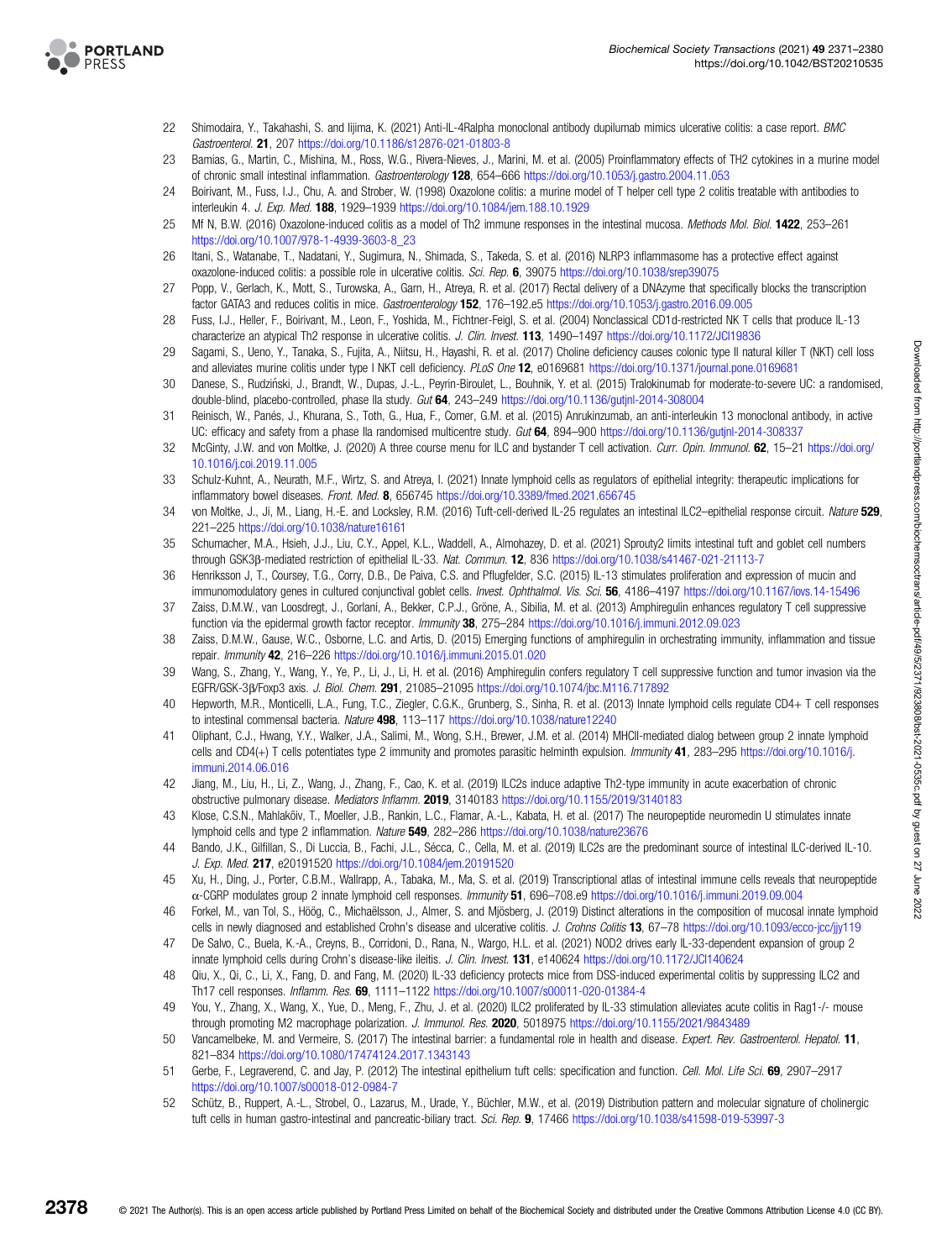22 Shimodaira, Y., Takahashi, S. and Iijima, K. (2021) Anti-IL-4Ralpha monoclonal antibody dupilumab mimics ulcerative colitis: a case report. *BMC Gastroenterol.* **21**, 207 https://doi.org/10.1186/s12876-021-01803-8

23 Bamias, G., Martin, C., Mishina, M., Ross, W.G., Rivera-Nieves, J., Marini, M. et al. (2005) Proinflammatory effects of TH2 cytokines in a murine model of chronic small intestinal inflammation. *Gastroenterology* **128**, 654–666 https://doi.org/10.1053/j.gastro.2004.11.053

24 Boirivant, M., Fuss, I.J., Chu, A. and Strober, W. (1998) Oxazolone colitis: a murine model of T helper cell type 2 colitis treatable with antibodies to interleukin 4. *J. Exp. Med.* **188**, 1929–1939 https://doi.org/10.1084/jem.188.10.1929

25 Mf N, B.W. (2016) Oxazolone-induced colitis as a model of Th2 immune responses in the intestinal mucosa. *Methods Mol. Biol.* **1422**, 253–261 https://doi.org/10.1007/978-1-4939-3603-8_23

26 Itani, S., Watanabe, T., Nadatani, Y., Sugimura, N., Shimada, S., Takeda, S. et al. (2016) NLRP3 inflammasome has a protective effect against oxazolone-induced colitis: a possible role in ulcerative colitis. *Sci. Rep.* **6**, 39075 https://doi.org/10.1038/srep39075

27 Popp, V., Gerlach, K., Mott, S., Turowska, A., Garn, H., Atreya, R. et al. (2017) Rectal delivery of a DNAzyme that specifically blocks the transcription factor GATA3 and reduces colitis in mice. *Gastroenterology* **152**, 176–192.e5 https://doi.org/10.1053/j.gastro.2016.09.005

28 Fuss, I.J., Heller, F., Boirivant, M., Leon, F., Yoshida, M., Fichtner-Feigl, S. et al. (2004) Nonclassical CD1d-restricted NK T cells that produce IL-13 characterize an atypical Th2 response in ulcerative colitis. *J. Clin. Invest.* **113**, 1490–1497 https://doi.org/10.1172/JCI19836

29 Sagami, S., Ueno, Y., Tanaka, S., Fujita, A., Niitsu, H., Hayashi, R. et al. (2017) Choline deficiency causes colonic type II natural killer T (NKT) cell loss and alleviates murine colitis under type I NKT cell deficiency. *PLoS One* **12**, e0169681 https://doi.org/10.1371/journal.pone.0169681

30 Danese, S., Rudziński, J., Brandt, W., Dupas, J.-L., Peyrin-Biroulet, L., Bouhnik, Y. et al. (2015) Tralokinumab for moderate-to-severe UC: a randomised, double-blind, placebo-controlled, phase IIa study. *Gut* **64**, 243–249 https://doi.org/10.1136/gutjnl-2014-308004

31 Reinisch, W., Panés, J., Khurana, S., Toth, G., Hua, F., Comer, G.M. et al. (2015) Anrukinzumab, an anti-interleukin 13 monoclonal antibody, in active UC: efficacy and safety from a phase IIa randomised multicentre study. *Gut* **64**, 894–900 https://doi.org/10.1136/gutjnl-2014-308337

32 McGinty, J.W. and von Moltke, J. (2020) A three course menu for ILC and bystander T cell activation. *Curr. Opin. Immunol.* **62**, 15–21 https://doi.org/10.1016/j.coi.2019.11.005

33 Schulz-Kuhnt, A., Neurath, M.F., Wirtz, S. and Atreya, I. (2021) Innate lymphoid cells as regulators of epithelial integrity: therapeutic implications for inflammatory bowel diseases. *Front. Med.* **8**, 656745 https://doi.org/10.3389/fmed.2021.656745

34 von Moltke, J., Ji, M., Liang, H.-E. and Locksley, R.M. (2016) Tuft-cell-derived IL-25 regulates an intestinal ILC2–epithelial response circuit. *Nature* **529**, 221–225 https://doi.org/10.1038/nature16161

35 Schumacher, M.A., Hsieh, J.J., Liu, C.Y., Appel, K.L., Waddell, A., Almohazey, D. et al. (2021) Sprouty2 limits intestinal tuft and goblet cell numbers through GSK3β-mediated restriction of epithelial IL-33. *Nat. Commun.* **12**, 836 https://doi.org/10.1038/s41467-021-21113-7

36 Henriksson J, T., Coursey, T.G., Corry, D.B., De Paiva, C.S. and Pflugfelder, S.C. (2015) IL-13 stimulates proliferation and expression of mucin and immunomodulatory genes in cultured conjunctival goblet cells. *Invest. Ophthalmol. Vis. Sci.* **56**, 4186–4197 https://doi.org/10.1167/iovs.14-15496

37 Zaiss, D.M.W., van Loosdregt, J., Gorlani, A., Bekker, C.P.J., Gröne, A., Sibilia, M. et al. (2013) Amphiregulin enhances regulatory T cell suppressive function via the epidermal growth factor receptor. *Immunity* **38**, 275–284 https://doi.org/10.1016/j.immuni.2012.09.023

38 Zaiss, D.M.W., Gause, W.C., Osborne, L.C. and Artis, D. (2015) Emerging functions of amphiregulin in orchestrating immunity, inflammation and tissue repair. *Immunity* **42**, 216–226 https://doi.org/10.1016/j.immuni.2015.01.020

39 Wang, S., Zhang, Y., Wang, Y., Ye, P., Li, J., Li, H. et al. (2016) Amphiregulin confers regulatory T cell suppressive function and tumor invasion via the EGFR/GSK-3β/Foxp3 axis. *J. Biol. Chem.* **291**, 21085–21095 https://doi.org/10.1074/jbc.M116.717892

40 Hepworth, M.R., Monticelli, L.A., Fung, T.C., Ziegler, C.G.K., Grunberg, S., Sinha, R. et al. (2013) Innate lymphoid cells regulate CD4+ T cell responses to intestinal commensal bacteria. *Nature* **498**, 113–117 https://doi.org/10.1038/nature12240

41 Oliphant, C.J., Hwang, Y.Y., Walker, J.A., Salimi, M., Wong, S.H., Brewer, J.M. et al. (2014) MHCII-mediated dialog between group 2 innate lymphoid cells and CD4(+) T cells potentiates type 2 immunity and promotes parasitic helminth expulsion. *Immunity* **41**, 283–295 https://doi.org/10.1016/j.immuni.2014.06.016

42 Jiang, M., Liu, H., Li, Z., Wang, J., Zhang, F., Cao, K. et al. (2019) ILC2s induce adaptive Th2-type immunity in acute exacerbation of chronic obstructive pulmonary disease. *Mediators Inflamm.* **2019**, 3140183 https://doi.org/10.1155/2019/3140183

43 Klose, C.S.N., Mahlakõiv, T., Moeller, J.B., Rankin, L.C., Flamar, A.-L., Kabata, H. et al. (2017) The neuropeptide neuromedin U stimulates innate lymphoid cells and type 2 inflammation. *Nature* **549**, 282–286 https://doi.org/10.1038/nature23676

44 Bando, J.K., Gilfillan, S., Di Luccia, B., Fachi, J.L., Sécca, C., Cella, M. et al. (2019) ILC2s are the predominant source of intestinal ILC-derived IL-10. *J. Exp. Med.* **217**, e20191520 https://doi.org/10.1084/jem.20191520

45 Xu, H., Ding, J., Porter, C.B.M., Wallrapp, A., Tabaka, M., Ma, S. et al. (2019) Transcriptional atlas of intestinal immune cells reveals that neuropeptide α-CGRP modulates group 2 innate lymphoid cell responses. *Immunity* **51**, 696–708.e9 https://doi.org/10.1016/j.immuni.2019.09.004

46 Forkel, M., van Tol, S., Höög, C., Michaëlsson, J., Almer, S. and Mjösberg, J. (2019) Distinct alterations in the composition of mucosal innate lymphoid cells in newly diagnosed and established Crohn's disease and ulcerative colitis. *J. Crohns Colitis* **13**, 67–78 https://doi.org/10.1093/ecco-jcc/jjy119

47 De Salvo, C., Buela, K.-A., Creyns, B., Corridoni, D., Rana, N., Wargo, H.L. et al. (2021) NOD2 drives early IL-33-dependent expansion of group 2 innate lymphoid cells during Crohn's disease-like ileitis. *J. Clin. Invest.* **131**, e140624 https://doi.org/10.1172/JCI140624

48 Qiu, X., Qi, C., Li, X., Fang, D. and Fang, M. (2020) IL-33 deficiency protects mice from DSS-induced experimental colitis by suppressing ILC2 and Th17 cell responses. *Inflamm. Res.* **69**, 1111–1122 https://doi.org/10.1007/s00011-020-01384-4

49 You, Y., Zhang, X., Wang, X., Yue, D., Meng, F., Zhu, J. et al. (2020) ILC2 proliferated by IL-33 stimulation alleviates acute colitis in Rag1-/- mouse through promoting M2 macrophage polarization. *J. Immunol. Res.* **2020**, 5018975 https://doi.org/10.1155/2021/9843489

50 Vancamelbeke, M. and Vermeire, S. (2017) The intestinal barrier: a fundamental role in health and disease. *Expert. Rev. Gastroenterol. Hepatol.* **11**, 821–834 https://doi.org/10.1080/17474124.2017.1343143

51 Gerbe, F., Legraverend, C. and Jay, P. (2012) The intestinal epithelium tuft cells: specification and function. *Cell. Mol. Life Sci.* **69**, 2907–2917 https://doi.org/10.1007/s00018-012-0984-7

52 Schütz, B., Ruppert, A.-L., Strobel, O., Lazarus, M., Urade, Y., Büchler, M.W., et al. (2019) Distribution pattern and molecular signature of cholinergic tuft cells in human gastro-intestinal and pancreatic-biliary tract. *Sci. Rep.* **9**, 17466 https://doi.org/10.1038/s41598-019-53997-3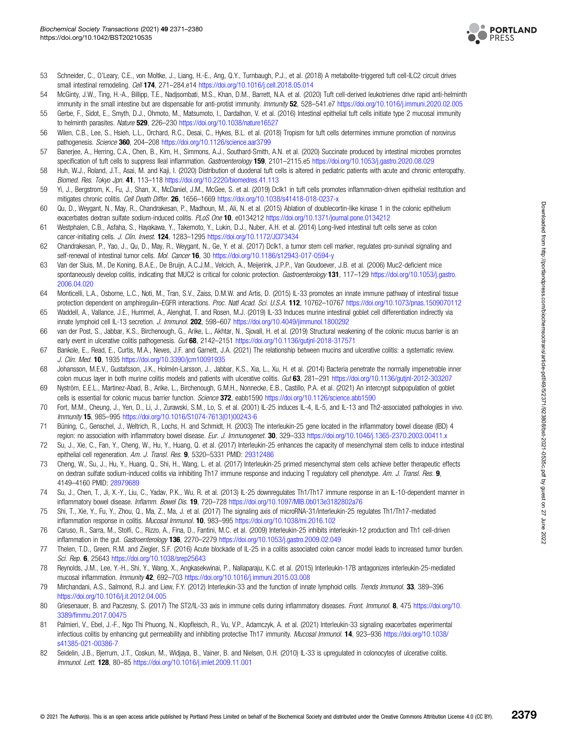53 Schneider, C., O'Leary, C.E., von Moltke, J., Liang, H.-E., Ang, Q.Y., Turnbaugh, P.J., et al. (2018) A metabolite-triggered tuft cell-ILC2 circuit drives small intestinal remodeling. *Cell* **174**, 271–284.e14 https://doi.org/10.1016/j.cell.2018.05.014

54 McGinty, J.W., Ting, H.-A., Billipp, T.E., Nadjsombati, M.S., Khan, D.M., Barrett, N.A. et al. (2020) Tuft cell-derived leukotrienes drive rapid anti-helminth immunity in the small intestine but are dispensable for anti-protist immunity. *Immunity* **52**, 528–541.e7 https://doi.org/10.1016/j.immuni.2020.02.005

55 Gerbe, F., Sidot, E., Smyth, D.J., Ohmoto, M., Matsumoto, I., Dardalhon, V. et al. (2016) Intestinal epithelial tuft cells initiate type 2 mucosal immunity to helminth parasites. *Nature* **529**, 226–230 https://doi.org/10.1038/nature16527

56 Wilen, C.B., Lee, S., Hsieh, L.L., Orchard, R.C., Desai, C., Hykes, B.L. et al. (2018) Tropism for tuft cells determines immune promotion of norovirus pathogenesis. *Science* **360**, 204–208 https://doi.org/10.1126/science.aar3799

57 Banerjee, A., Herring, C.A., Chen, B., Kim, H., Simmons, A.J., Southard-Smith, A.N. et al. (2020) Succinate produced by intestinal microbes promotes specification of tuft cells to suppress ileal inflammation. *Gastroenterology* **159**, 2101–2115.e5 https://doi.org/10.1053/j.gastro.2020.08.029

58 Huh, W.J., Roland, J.T., Asai, M. and Kaji, I. (2020) Distribution of duodenal tuft cells is altered in pediatric patients with acute and chronic enteropathy. *Biomed. Res. Tokyo Jpn.* **41**, 113–118 https://doi.org/10.2220/biomedres.41.113

59 Yi, J., Bergstrom, K., Fu, J., Shan, X., McDaniel, J.M., McGee, S. et al. (2019) Dclk1 in tuft cells promotes inflammation-driven epithelial restitution and mitigates chronic colitis. *Cell Death Differ.* **26**, 1656–1669 https://doi.org/10.1038/s41418-018-0237-x

60 Qu, D., Weygant, N., May, R., Chandrakesan, P., Madhoun, M., Ali, N. et al. (2015) Ablation of doublecortin-like kinase 1 in the colonic epithelium exacerbates dextran sulfate sodium-induced colitis. *PLoS One* **10**, e0134212 https://doi.org/10.1371/journal.pone.0134212

61 Westphalen, C.B., Asfaha, S., Hayakawa, Y., Takemoto, Y., Lukin, D.J., Nuber, A.H. et al. (2014) Long-lived intestinal tuft cells serve as colon cancer-initiating cells. *J. Clin. Invest.* **124**, 1283–1295 https://doi.org/10.1172/JCI73434

62 Chandrakesan, P., Yao, J., Qu, D., May, R., Weygant, N., Ge, Y. et al. (2017) Dclk1, a tumor stem cell marker, regulates pro-survival signaling and self-renewal of intestinal tumor cells. *Mol. Cancer* **16**, 30 https://doi.org/10.1186/s12943-017-0594-y

63 Van der Sluis, M., De Koning, B.A.E., De Bruijn, A.C.J.M., Velcich, A., Meijerink, J.P.P., Van Goudoever, J.B. et al. (2006) Muc2-deficient mice spontaneously develop colitis, indicating that MUC2 is critical for colonic protection. *Gastroenterology* **131**, 117–129 https://doi.org/10.1053/j.gastro.2006.04.020

64 Monticelli, L.A., Osborne, L.C., Noti, M., Tran, S.V., Zaiss, D.M.W. and Artis, D. (2015) IL-33 promotes an innate immune pathway of intestinal tissue protection dependent on amphiregulin–EGFR interactions. *Proc. Natl Acad. Sci. U.S.A.* **112**, 10762–10767 https://doi.org/10.1073/pnas.1509070112

65 Waddell, A., Vallance, J.E., Hummel, A., Alenghat, T. and Rosen, M.J. (2019) IL-33 Induces murine intestinal goblet cell differentiation indirectly via innate lymphoid cell IL-13 secretion. *J. Immunol.* **202**, 598–607 https://doi.org/10.4049/jimmunol.1800292

66 van der Post, S., Jabbar, K.S., Birchenough, G., Arike, L., Akhtar, N., Sjovall, H. et al. (2019) Structural weakening of the colonic mucus barrier is an early event in ulcerative colitis pathogenesis. *Gut* **68**, 2142–2151 https://doi.org/10.1136/gutjnl-2018-317571

67 Bankole, E., Read, E., Curtis, M.A., Neves, J.F. and Garnett, J.A. (2021) The relationship between mucins and ulcerative colitis: a systematic review. *J. Clin. Med.* **10**, 1935 https://doi.org/10.3390/jcm10091935

68 Johansson, M.E.V., Gustafsson, J.K., Holmén-Larsson, J., Jabbar, K.S., Xia, L., Xu, H. et al. (2014) Bacteria penetrate the normally impenetrable inner colon mucus layer in both murine colitis models and patients with ulcerative colitis. *Gut* **63**, 281–291 https://doi.org/10.1136/gutjnl-2012-303207

69 Nyström, E.E.L., Martinez-Abad, B., Arike, L., Birchenough, G.M.H., Nonnecke, E.B., Castillo, P.A. et al. (2021) An intercrypt subpopulation of goblet cells is essential for colonic mucus barrier function. *Science* **372**, eabb1590 https://doi.org/10.1126/science.abb1590

70 Fort, M.M., Cheung, J., Yen, D., Li, J., Zurawski, S.M., Lo, S. et al. (2001) IL-25 induces IL-4, IL-5, and IL-13 and Th2-associated pathologies in vivo. *Immunity* **15**, 985–995 https://doi.org/10.1016/S1074-7613(01)00243-6

71 Büning, C., Genschel, J., Weltrich, R., Lochs, H. and Schmidt, H. (2003) The interleukin-25 gene located in the inflammatory bowel disease (IBD) 4 region: no association with inflammatory bowel disease. *Eur. J. Immunogenet.* **30**, 329–333 https://doi.org/10.1046/j.1365-2370.2003.00411.x

72 Su, J., Xie, C., Fan, Y., Cheng, W., Hu, Y., Huang, Q. et al. (2017) Interleukin-25 enhances the capacity of mesenchymal stem cells to induce intestinal epithelial cell regeneration. *Am. J. Transl. Res.* **9**, 5320–5331 PMID: 29312486

73 Cheng, W., Su, J., Hu, Y., Huang, Q., Shi, H., Wang, L. et al. (2017) Interleukin-25 primed mesenchymal stem cells achieve better therapeutic effects on dextran sulfate sodium-induced colitis via inhibiting Th17 immune response and inducing T regulatory cell phenotype. *Am. J. Transl. Res.* **9**, 4149–4160 PMID: 28979689

74 Su, J., Chen, T., Ji, X.-Y., Liu, C., Yadav, P.K., Wu, R. et al. (2013) IL-25 downregulates Th1/Th17 immune response in an IL-10-dependent manner in inflammatory bowel disease. *Inflamm. Bowel Dis.* **19**, 720–728 https://doi.org/10.1097/MIB.0b013e3182802a76

75 Shi, T., Xie, Y., Fu, Y., Zhou, Q., Ma, Z., Ma, J. et al. (2017) The signaling axis of microRNA-31/interleukin-25 regulates Th1/Th17-mediated inflammation response in colitis. *Mucosal Immunol.* **10**, 983–995 https://doi.org/10.1038/mi.2016.102

76 Caruso, R., Sarra, M., Stolfi, C., Rizzo, A., Fina, D., Fantini, M.C. et al. (2009) Interleukin-25 inhibits interleukin-12 production and Th1 cell-driven inflammation in the gut. *Gastroenterology* **136**, 2270–2279 https://doi.org/10.1053/j.gastro.2009.02.049

77 Thelen, T.D., Green, R.M. and Ziegler, S.F. (2016) Acute blockade of IL-25 in a colitis associated colon cancer model leads to increased tumor burden. *Sci. Rep.* **6**, 25643 https://doi.org/10.1038/srep25643

78 Reynolds, J.M., Lee, Y.-H., Shi, Y., Wang, X., Angkasekwinai, P., Nallaparaju, K.C. et al. (2015) Interleukin-17B antagonizes interleukin-25-mediated mucosal inflammation. *Immunity* **42**, 692–703 https://doi.org/10.1016/j.immuni.2015.03.008

79 Mirchandani, A.S., Salmond, R.J. and Liew, F.Y. (2012) Interleukin-33 and the function of innate lymphoid cells. *Trends Immunol.* **33**, 389–396 https://doi.org/10.1016/j.it.2012.04.005

80 Griesenauer, B. and Paczesny, S. (2017) The ST2/IL-33 axis in immune cells during inflammatory diseases. *Front. Immunol.* **8**, 475 https://doi.org/10.3389/fimmu.2017.00475

81 Palmieri, V., Ebel, J.-F., Ngo Thi Phuong, N., Klopfleisch, R., Vu, V.P., Adamczyk, A. et al. (2021) Interleukin-33 signaling exacerbates experimental infectious colitis by enhancing gut permeability and inhibiting protective Th17 immunity. *Mucosal Immunol.* **14**, 923–936 https://doi.org/10.1038/s41385-021-00386-7

82 Seidelin, J.B., Bjerrum, J.T., Coskun, M., Widjaya, B., Vainer, B. and Nielsen, O.H. (2010) IL-33 is upregulated in colonocytes of ulcerative colitis. *Immunol. Lett.* **128**, 80–85 https://doi.org/10.1016/j.imlet.2009.11.001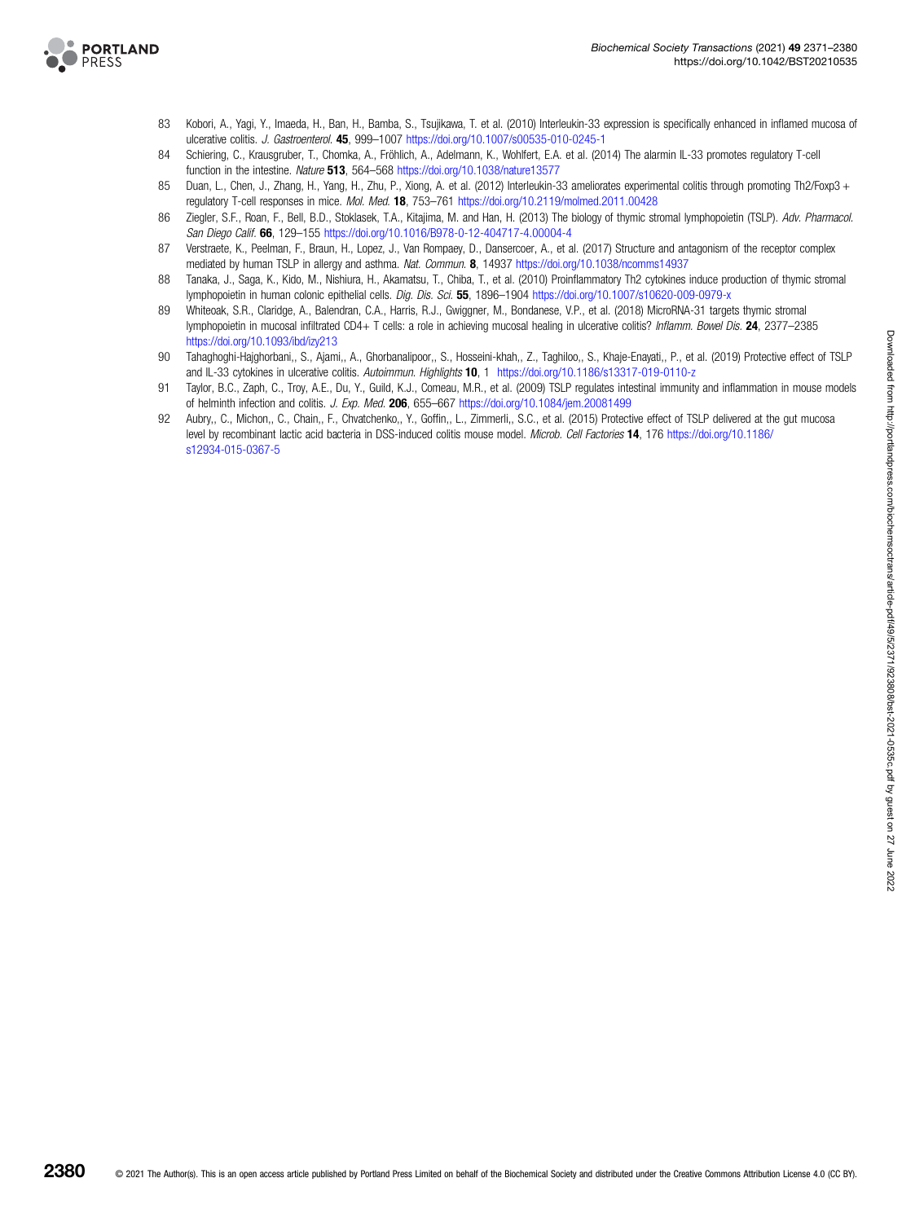83 Kobori, A., Yagi, Y., Imaeda, H., Ban, H., Bamba, S., Tsujikawa, T. et al. (2010) Interleukin-33 expression is specifically enhanced in inflamed mucosa of ulcerative colitis. *J. Gastroenterol.* **45**, 999–1007 https://doi.org/10.1007/s00535-010-0245-1

84 Schiering, C., Krausgruber, T., Chomka, A., Fröhlich, A., Adelmann, K., Wohlfert, E.A. et al. (2014) The alarmin IL-33 promotes regulatory T-cell function in the intestine. *Nature* **513**, 564–568 https://doi.org/10.1038/nature13577

85 Duan, L., Chen, J., Zhang, H., Yang, H., Zhu, P., Xiong, A. et al. (2012) Interleukin-33 ameliorates experimental colitis through promoting Th2/Foxp3 + regulatory T-cell responses in mice. *Mol. Med.* **18**, 753–761 https://doi.org/10.2119/molmed.2011.00428

86 Ziegler, S.F., Roan, F., Bell, B.D., Stoklasek, T.A., Kitajima, M. and Han, H. (2013) The biology of thymic stromal lymphopoietin (TSLP). *Adv. Pharmacol. San Diego Calif.* **66**, 129–155 https://doi.org/10.1016/B978-0-12-404717-4.00004-4

87 Verstraete, K., Peelman, F., Braun, H., Lopez, J., Van Rompaey, D., Dansercoer, A., et al. (2017) Structure and antagonism of the receptor complex mediated by human TSLP in allergy and asthma. *Nat. Commun.* **8**, 14937 https://doi.org/10.1038/ncomms14937

88 Tanaka, J., Saga, K., Kido, M., Nishiura, H., Akamatsu, T., Chiba, T., et al. (2010) Proinflammatory Th2 cytokines induce production of thymic stromal lymphopoietin in human colonic epithelial cells. *Dig. Dis. Sci.* **55**, 1896–1904 https://doi.org/10.1007/s10620-009-0979-x

89 Whiteoak, S.R., Claridge, A., Balendran, C.A., Harris, R.J., Gwiggner, M., Bondanese, V.P., et al. (2018) MicroRNA-31 targets thymic stromal lymphopoietin in mucosal infiltrated CD4+ T cells: a role in achieving mucosal healing in ulcerative colitis? *Inflamm. Bowel Dis.* **24**, 2377–2385 https://doi.org/10.1093/ibd/izy213

90 Tahaghoghi-Hajghorbani,, S., Ajami,, A., Ghorbanalipoor,, S., Hosseini-khah,, Z., Taghiloo,, S., Khaje-Enayati,, P., et al. (2019) Protective effect of TSLP and IL-33 cytokines in ulcerative colitis. *Autoimmun. Highlights* **10**, 1 https://doi.org/10.1186/s13317-019-0110-z

91 Taylor, B.C., Zaph, C., Troy, A.E., Du, Y., Guild, K.J., Comeau, M.R., et al. (2009) TSLP regulates intestinal immunity and inflammation in mouse models of helminth infection and colitis. *J. Exp. Med.* **206**, 655–667 https://doi.org/10.1084/jem.20081499

92 Aubry,, C., Michon,, C., Chain,, F., Chvatchenko,, Y., Goffin,, L., Zimmerli,, S.C., et al. (2015) Protective effect of TSLP delivered at the gut mucosa level by recombinant lactic acid bacteria in DSS-induced colitis mouse model. *Microb. Cell Factories* **14**, 176 https://doi.org/10.1186/s12934-015-0367-5